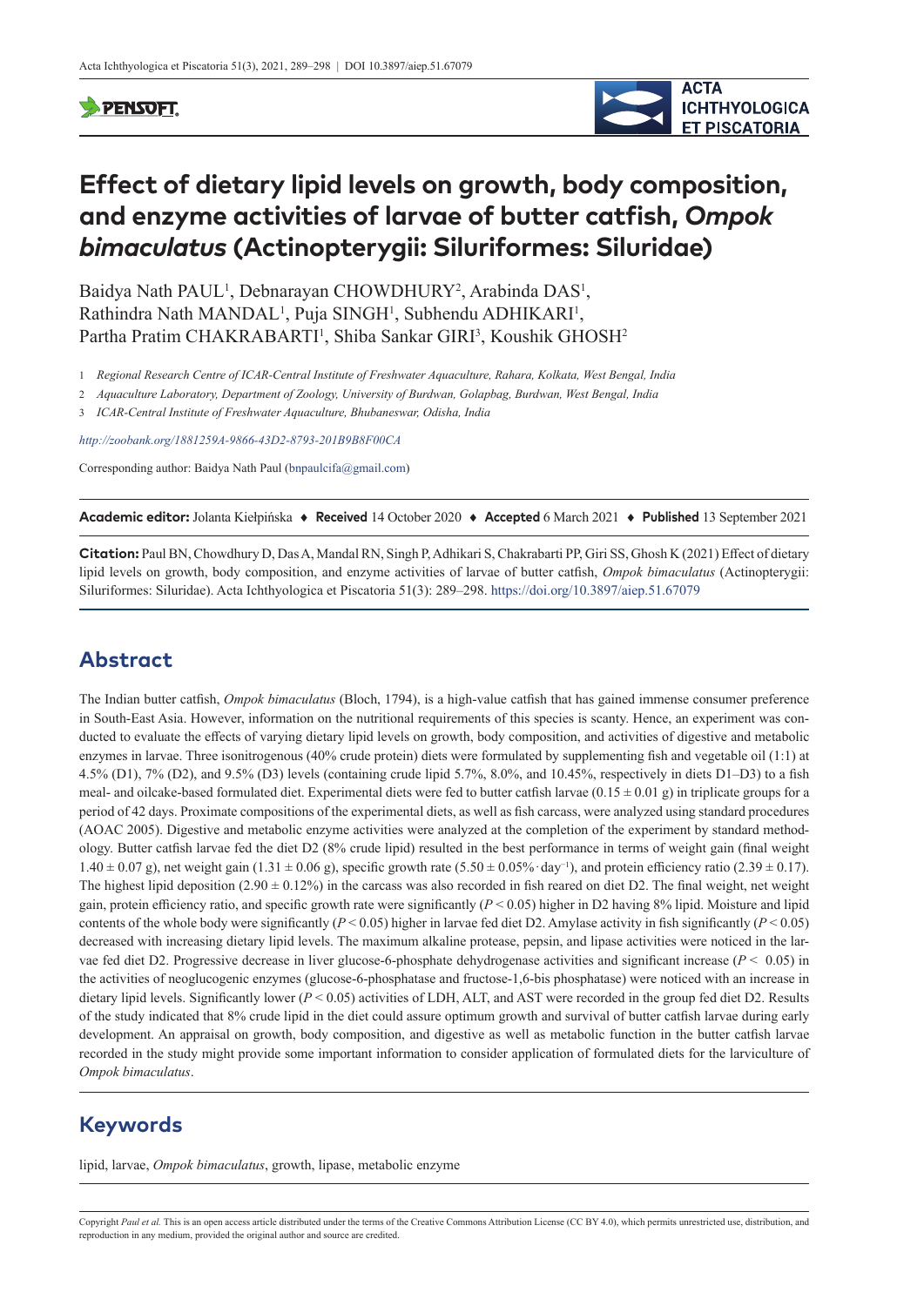# Effect of dietary lipid levels on growth, body composition, and enzyme activities of larvae of butter catfish, *Ompok bimaculatus* (Actinopterygii: Siluriformes: Siluridae)

Baidya Nath PAUL[1], Debnarayan CHOWDHURY[2], Arabinda DAS[1], Rathindra Nath MANDAL[1], Puja SINGH[1], Subhendu ADHIKARI[1], Partha Pratim CHAKRABARTI[1], Shiba Sankar GIRI[3], Koushik GHOSH[2]

1 *Regional Research Centre of ICAR-Central Institute of Freshwater Aquaculture, Rahara, Kolkata, West Bengal, India*

2 *Aquaculture Laboratory, Department of Zoology, University of Burdwan, Golapbag, Burdwan, West Bengal, India*

3 *ICAR-Central Institute of Freshwater Aquaculture, Bhubaneswar, Odisha, India*

*http://zoobank.org/1881259A-9866-43D2-8793-201B9B8F00CA*

Corresponding author: Baidya Nath Paul (bnpaulcifa@gmail.com)

**Academic editor:** Jolanta Kiełpińska ♦ **Received** 14 October 2020 ♦ **Accepted** 6 March 2021 ♦ **Published** 13 September 2021

**Citation:** Paul BN, Chowdhury D, Das A, Mandal RN, Singh P, Adhikari S, Chakrabarti PP, Giri SS, Ghosh K (2021) Effect of dietary lipid levels on growth, body composition, and enzyme activities of larvae of butter catfish, *Ompok bimaculatus* (Actinopterygii: Siluriformes: Siluridae). Acta Ichthyologica et Piscatoria 51(3): 289–298. https://doi.org/10.3897/aiep.51.67079

## Abstract

The Indian butter catfish, *Ompok bimaculatus* (Bloch, 1794), is a high-value catfish that has gained immense consumer preference in South-East Asia. However, information on the nutritional requirements of this species is scanty. Hence, an experiment was conducted to evaluate the effects of varying dietary lipid levels on growth, body composition, and activities of digestive and metabolic enzymes in larvae. Three isonitrogenous (40% crude protein) diets were formulated by supplementing fish and vegetable oil (1:1) at 4.5% (D1), 7% (D2), and 9.5% (D3) levels (containing crude lipid 5.7%, 8.0%, and 10.45%, respectively in diets D1–D3) to a fish meal- and oilcake-based formulated diet. Experimental diets were fed to butter catfish larvae ($0.15 \pm 0.01$ g) in triplicate groups for a period of 42 days. Proximate compositions of the experimental diets, as well as fish carcass, were analyzed using standard procedures (AOAC 2005). Digestive and metabolic enzyme activities were analyzed at the completion of the experiment by standard methodology. Butter catfish larvae fed the diet D2 (8% crude lipid) resulted in the best performance in terms of weight gain (final weight $1.40 \pm 0.07$ g), net weight gain ($1.31 \pm 0.06$ g), specific growth rate ($5.50 \pm 0.05\% \cdot day^{-1}$), and protein efficiency ratio ($2.39 \pm 0.17$). The highest lipid deposition ($2.90 \pm 0.12\%$) in the carcass was also recorded in fish reared on diet D2. The final weight, net weight gain, protein efficiency ratio, and specific growth rate were significantly ($P < 0.05$) higher in D2 having 8% lipid. Moisture and lipid contents of the whole body were significantly ($P < 0.05$) higher in larvae fed diet D2. Amylase activity in fish significantly ($P < 0.05$) decreased with increasing dietary lipid levels. The maximum alkaline protease, pepsin, and lipase activities were noticed in the larvae fed diet D2. Progressive decrease in liver glucose-6-phosphate dehydrogenase activities and significant increase ($P < 0.05$) in the activities of neoglucogenic enzymes (glucose-6-phosphatase and fructose-1,6-bis phosphatase) were noticed with an increase in dietary lipid levels. Significantly lower ($P < 0.05$) activities of LDH, ALT, and AST were recorded in the group fed diet D2. Results of the study indicated that 8% crude lipid in the diet could assure optimum growth and survival of butter catfish larvae during early development. An appraisal on growth, body composition, and digestive as well as metabolic function in the butter catfish larvae recorded in the study might provide some important information to consider application of formulated diets for the larviculture of *Ompok bimaculatus*.

## Keywords

lipid, larvae, *Ompok bimaculatus*, growth, lipase, metabolic enzyme

Copyright *Paul et al.* This is an open access article distributed under the terms of the Creative Commons Attribution License (CC BY 4.0), which permits unrestricted use, distribution, and reproduction in any medium, provided the original author and source are credited.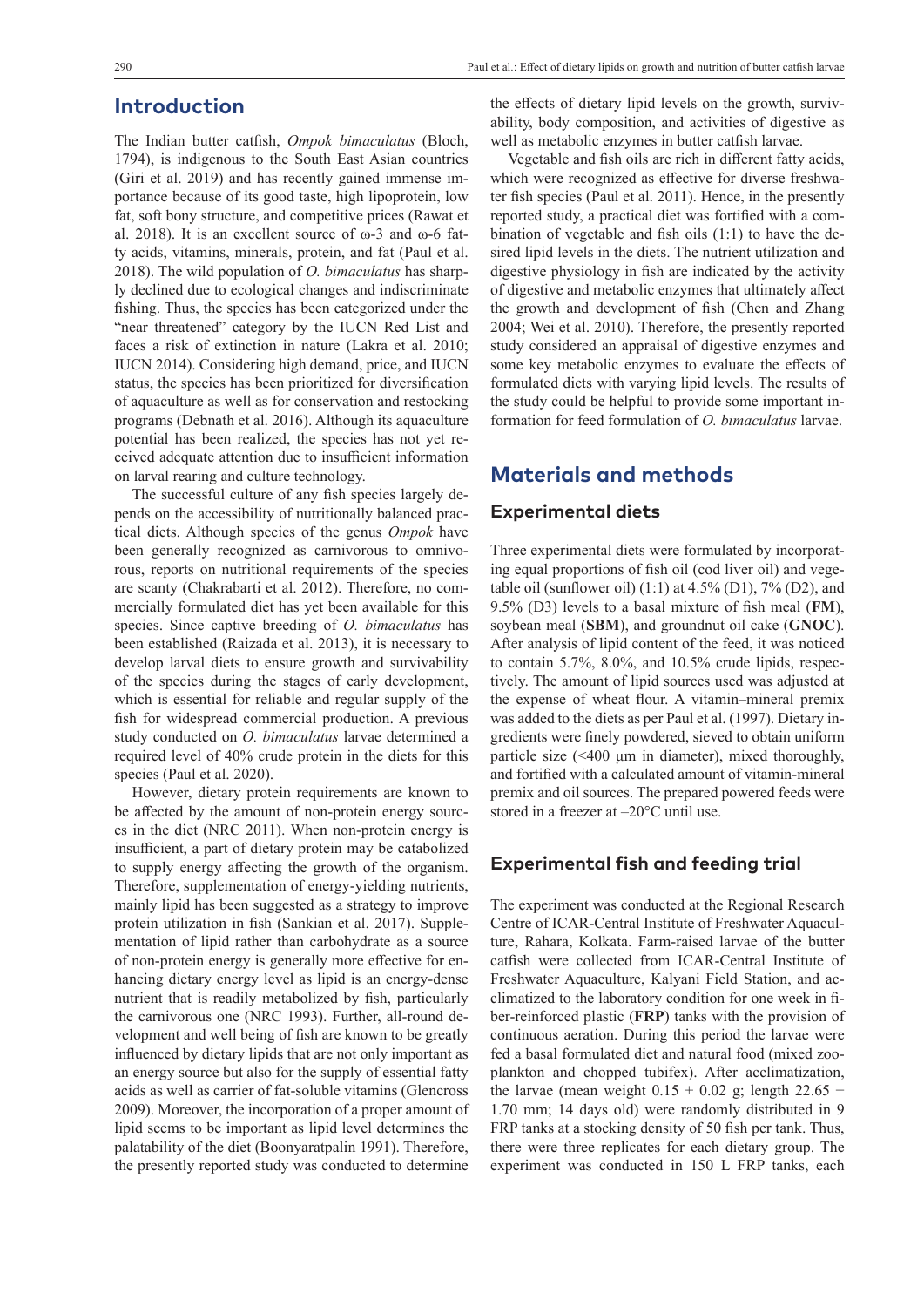## Introduction

The Indian butter catfish, *Ompok bimaculatus* (Bloch, 1794), is indigenous to the South East Asian countries (Giri et al. 2019) and has recently gained immense importance because of its good taste, high lipoprotein, low fat, soft bony structure, and competitive prices (Rawat et al. 2018). It is an excellent source of ω-3 and ω-6 fatty acids, vitamins, minerals, protein, and fat (Paul et al. 2018). The wild population of *O. bimaculatus* has sharply declined due to ecological changes and indiscriminate fishing. Thus, the species has been categorized under the "near threatened" category by the IUCN Red List and faces a risk of extinction in nature (Lakra et al. 2010; IUCN 2014). Considering high demand, price, and IUCN status, the species has been prioritized for diversification of aquaculture as well as for conservation and restocking programs (Debnath et al. 2016). Although its aquaculture potential has been realized, the species has not yet received adequate attention due to insufficient information on larval rearing and culture technology.

The successful culture of any fish species largely depends on the accessibility of nutritionally balanced practical diets. Although species of the genus *Ompok* have been generally recognized as carnivorous to omnivorous, reports on nutritional requirements of the species are scanty (Chakrabarti et al. 2012). Therefore, no commercially formulated diet has yet been available for this species. Since captive breeding of *O. bimaculatus* has been established (Raizada et al. 2013), it is necessary to develop larval diets to ensure growth and survivability of the species during the stages of early development, which is essential for reliable and regular supply of the fish for widespread commercial production. A previous study conducted on *O. bimaculatus* larvae determined a required level of 40% crude protein in the diets for this species (Paul et al. 2020).

However, dietary protein requirements are known to be affected by the amount of non-protein energy sources in the diet (NRC 2011). When non-protein energy is insufficient, a part of dietary protein may be catabolized to supply energy affecting the growth of the organism. Therefore, supplementation of energy-yielding nutrients, mainly lipid has been suggested as a strategy to improve protein utilization in fish (Sankian et al. 2017). Supplementation of lipid rather than carbohydrate as a source of non-protein energy is generally more effective for enhancing dietary energy level as lipid is an energy-dense nutrient that is readily metabolized by fish, particularly the carnivorous one (NRC 1993). Further, all-round development and well being of fish are known to be greatly influenced by dietary lipids that are not only important as an energy source but also for the supply of essential fatty acids as well as carrier of fat-soluble vitamins (Glencross 2009). Moreover, the incorporation of a proper amount of lipid seems to be important as lipid level determines the palatability of the diet (Boonyaratpalin 1991). Therefore, the presently reported study was conducted to determine the effects of dietary lipid levels on the growth, survivability, body composition, and activities of digestive as well as metabolic enzymes in butter catfish larvae.

Vegetable and fish oils are rich in different fatty acids, which were recognized as effective for diverse freshwater fish species (Paul et al. 2011). Hence, in the presently reported study, a practical diet was fortified with a combination of vegetable and fish oils (1:1) to have the desired lipid levels in the diets. The nutrient utilization and digestive physiology in fish are indicated by the activity of digestive and metabolic enzymes that ultimately affect the growth and development of fish (Chen and Zhang 2004; Wei et al. 2010). Therefore, the presently reported study considered an appraisal of digestive enzymes and some key metabolic enzymes to evaluate the effects of formulated diets with varying lipid levels. The results of the study could be helpful to provide some important information for feed formulation of *O. bimaculatus* larvae.

## Materials and methods

### Experimental diets

Three experimental diets were formulated by incorporating equal proportions of fish oil (cod liver oil) and vegetable oil (sunflower oil) (1:1) at 4.5% (D1), 7% (D2), and 9.5% (D3) levels to a basal mixture of fish meal (**FM**), soybean meal (**SBM**), and groundnut oil cake (**GNOC**). After analysis of lipid content of the feed, it was noticed to contain 5.7%, 8.0%, and 10.5% crude lipids, respectively. The amount of lipid sources used was adjusted at the expense of wheat flour. A vitamin–mineral premix was added to the diets as per Paul et al. (1997). Dietary ingredients were finely powdered, sieved to obtain uniform particle size (<400 µm in diameter), mixed thoroughly, and fortified with a calculated amount of vitamin-mineral premix and oil sources. The prepared powered feeds were stored in a freezer at –20°C until use.

### Experimental fish and feeding trial

The experiment was conducted at the Regional Research Centre of ICAR-Central Institute of Freshwater Aquaculture, Rahara, Kolkata. Farm-raised larvae of the butter catfish were collected from ICAR-Central Institute of Freshwater Aquaculture, Kalyani Field Station, and acclimatized to the laboratory condition for one week in fiber-reinforced plastic (**FRP**) tanks with the provision of continuous aeration. During this period the larvae were fed a basal formulated diet and natural food (mixed zooplankton and chopped tubifex). After acclimatization, the larvae (mean weight 0.15 ± 0.02 g; length 22.65 ± 1.70 mm; 14 days old) were randomly distributed in 9 FRP tanks at a stocking density of 50 fish per tank. Thus, there were three replicates for each dietary group. The experiment was conducted in 150 L FRP tanks, each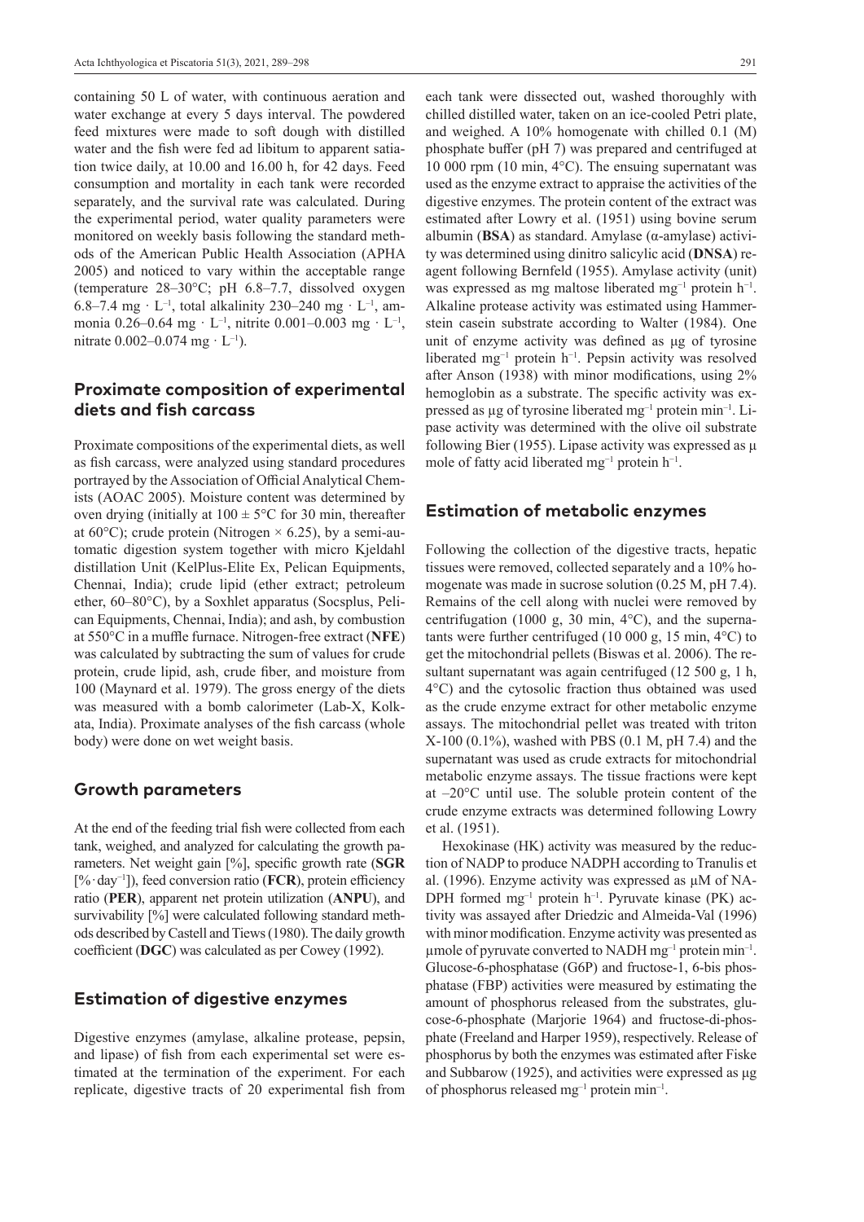containing 50 L of water, with continuous aeration and water exchange at every 5 days interval. The powdered feed mixtures were made to soft dough with distilled water and the fish were fed ad libitum to apparent satiation twice daily, at 10.00 and 16.00 h, for 42 days. Feed consumption and mortality in each tank were recorded separately, and the survival rate was calculated. During the experimental period, water quality parameters were monitored on weekly basis following the standard methods of the American Public Health Association (APHA 2005) and noticed to vary within the acceptable range (temperature 28–30°C; pH 6.8–7.7, dissolved oxygen 6.8–7.4 mg · $L^{-1}$, total alkalinity 230–240 mg · $L^{-1}$, ammonia 0.26–0.64 mg · $L^{-1}$, nitrite 0.001–0.003 mg · $L^{-1}$, nitrate 0.002–0.074 mg · $L^{-1}$).

## Proximate composition of experimental diets and fish carcass

Proximate compositions of the experimental diets, as well as fish carcass, were analyzed using standard procedures portrayed by the Association of Official Analytical Chemists (AOAC 2005). Moisture content was determined by oven drying (initially at 100 ± 5°C for 30 min, thereafter at 60°C); crude protein (Nitrogen × 6.25), by a semi-automatic digestion system together with micro Kjeldahl distillation Unit (KelPlus-Elite Ex, Pelican Equipments, Chennai, India); crude lipid (ether extract; petroleum ether, 60–80°C), by a Soxhlet apparatus (Socsplus, Pelican Equipments, Chennai, India); and ash, by combustion at 550°C in a muffle furnace. Nitrogen-free extract (**NFE**) was calculated by subtracting the sum of values for crude protein, crude lipid, ash, crude fiber, and moisture from 100 (Maynard et al. 1979). The gross energy of the diets was measured with a bomb calorimeter (Lab-X, Kolkata, India). Proximate analyses of the fish carcass (whole body) were done on wet weight basis.

## Growth parameters

At the end of the feeding trial fish were collected from each tank, weighed, and analyzed for calculating the growth parameters. Net weight gain [%], specific growth rate (**SGR** [% · $day^{-1}$]), feed conversion ratio (**FCR**), protein efficiency ratio (**PER**), apparent net protein utilization (**ANPU**), and survivability [%] were calculated following standard methods described by Castell and Tiews (1980). The daily growth coefficient (**DGC**) was calculated as per Cowey (1992).

## Estimation of digestive enzymes

Digestive enzymes (amylase, alkaline protease, pepsin, and lipase) of fish from each experimental set were estimated at the termination of the experiment. For each replicate, digestive tracts of 20 experimental fish from each tank were dissected out, washed thoroughly with chilled distilled water, taken on an ice-cooled Petri plate, and weighed. A 10% homogenate with chilled 0.1 (M) phosphate buffer (pH 7) was prepared and centrifuged at 10 000 rpm (10 min, 4°C). The ensuing supernatant was used as the enzyme extract to appraise the activities of the digestive enzymes. The protein content of the extract was estimated after Lowry et al. (1951) using bovine serum albumin (**BSA**) as standard. Amylase (α-amylase) activity was determined using dinitro salicylic acid (**DNSA**) reagent following Bernfeld (1955). Amylase activity (unit) was expressed as mg maltose liberated $mg^{-1}$ protein $h^{-1}$. Alkaline protease activity was estimated using Hammerstein casein substrate according to Walter (1984). One unit of enzyme activity was defined as µg of tyrosine liberated $mg^{-1}$ protein $h^{-1}$. Pepsin activity was resolved after Anson (1938) with minor modifications, using 2% hemoglobin as a substrate. The specific activity was expressed as µg of tyrosine liberated $mg^{-1}$ protein $min^{-1}$. Lipase activity was determined with the olive oil substrate following Bier (1955). Lipase activity was expressed as µ mole of fatty acid liberated $mg^{-1}$ protein $h^{-1}$.

## Estimation of metabolic enzymes

Following the collection of the digestive tracts, hepatic tissues were removed, collected separately and a 10% homogenate was made in sucrose solution (0.25 M, pH 7.4). Remains of the cell along with nuclei were removed by centrifugation (1000 g, 30 min, 4°C), and the supernatants were further centrifuged (10 000 g, 15 min, 4°C) to get the mitochondrial pellets (Biswas et al. 2006). The resultant supernatant was again centrifuged (12 500 g, 1 h, 4°C) and the cytosolic fraction thus obtained was used as the crude enzyme extract for other metabolic enzyme assays. The mitochondrial pellet was treated with triton X-100 (0.1%), washed with PBS (0.1 M, pH 7.4) and the supernatant was used as crude extracts for mitochondrial metabolic enzyme assays. The tissue fractions were kept at –20°C until use. The soluble protein content of the crude enzyme extracts was determined following Lowry et al. (1951).

Hexokinase (HK) activity was measured by the reduction of NADP to produce NADPH according to Tranulis et al. (1996). Enzyme activity was expressed as µM of NADPH formed $mg^{-1}$ protein $h^{-1}$. Pyruvate kinase (PK) activity was assayed after Driedzic and Almeida-Val (1996) with minor modification. Enzyme activity was presented as µmole of pyruvate converted to NADH $mg^{-1}$ protein $min^{-1}$. Glucose-6-phosphatase (G6P) and fructose-1, 6-bis phosphatase (FBP) activities were measured by estimating the amount of phosphorus released from the substrates, glucose-6-phosphate (Marjorie 1964) and fructose-di-phosphate (Freeland and Harper 1959), respectively. Release of phosphorus by both the enzymes was estimated after Fiske and Subbarow (1925), and activities were expressed as µg of phosphorus released $mg^{-1}$ protein $min^{-1}$.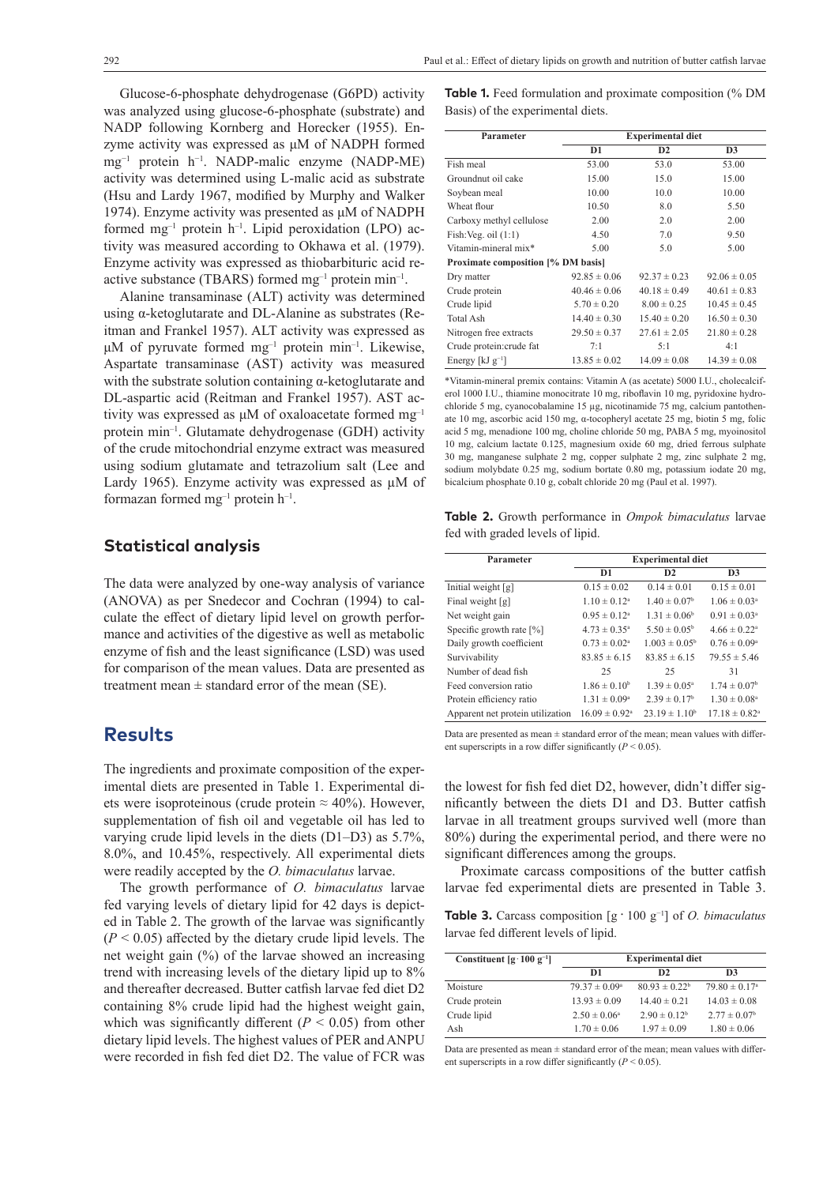Glucose-6-phosphate dehydrogenase (G6PD) activity was analyzed using glucose-6-phosphate (substrate) and NADP following Kornberg and Horecker (1955). Enzyme activity was expressed as µM of NADPH formed $mg^{-1}$ protein $h^{-1}$. NADP-malic enzyme (NADP-ME) activity was determined using L-malic acid as substrate (Hsu and Lardy 1967, modified by Murphy and Walker 1974). Enzyme activity was presented as µM of NADPH formed $mg^{-1}$ protein $h^{-1}$. Lipid peroxidation (LPO) activity was measured according to Okhawa et al. (1979). Enzyme activity was expressed as thiobarbituric acid reactive substance (TBARS) formed $mg^{-1}$ protein $min^{-1}$.

Alanine transaminase (ALT) activity was determined using α-ketoglutarate and DL-Alanine as substrates (Reitman and Frankel 1957). ALT activity was expressed as µM of pyruvate formed $mg^{-1}$ protein $min^{-1}$. Likewise, Aspartate transaminase (AST) activity was measured with the substrate solution containing α-ketoglutarate and DL-aspartic acid (Reitman and Frankel 1957). AST activity was expressed as µM of oxaloacetate formed $mg^{-1}$ protein $min^{-1}$. Glutamate dehydrogenase (GDH) activity of the crude mitochondrial enzyme extract was measured using sodium glutamate and tetrazolium salt (Lee and Lardy 1965). Enzyme activity was expressed as µM of formazan formed $mg^{-1}$ protein $h^{-1}$.

## Statistical analysis

The data were analyzed by one-way analysis of variance (ANOVA) as per Snedecor and Cochran (1994) to calculate the effect of dietary lipid level on growth performance and activities of the digestive as well as metabolic enzyme of fish and the least significance (LSD) was used for comparison of the mean values. Data are presented as treatment mean ± standard error of the mean (SE).

# Results

The ingredients and proximate composition of the experimental diets are presented in Table 1. Experimental diets were isoproteinous (crude protein ≈ 40%). However, supplementation of fish oil and vegetable oil has led to varying crude lipid levels in the diets (D1–D3) as 5.7%, 8.0%, and 10.45%, respectively. All experimental diets were readily accepted by the *O. bimaculatus* larvae.

The growth performance of *O. bimaculatus* larvae fed varying levels of dietary lipid for 42 days is depicted in Table 2. The growth of the larvae was significantly ($P < 0.05$) affected by the dietary crude lipid levels. The net weight gain (%) of the larvae showed an increasing trend with increasing levels of the dietary lipid up to 8% and thereafter decreased. Butter catfish larvae fed diet D2 containing 8% crude lipid had the highest weight gain, which was significantly different ($P < 0.05$) from other dietary lipid levels. The highest values of PER and ANPU were recorded in fish fed diet D2. The value of FCR was the lowest for fish fed diet D2, however, didn't differ significantly between the diets D1 and D3. Butter catfish larvae in all treatment groups survived well (more than 80%) during the experimental period, and there were no significant differences among the groups.

Proximate carcass compositions of the butter catfish larvae fed experimental diets are presented in Table 3.

**Table 1.** Feed formulation and proximate composition (% DM Basis) of the experimental diets.

| Parameter | Experimental diet | | |
|---|---|---|---|
| | D1 | D2 | D3 |
| Fish meal | 53.00 | 53.0 | 53.00 |
| Groundnut oil cake | 15.00 | 15.0 | 15.00 |
| Soybean meal | 10.00 | 10.0 | 10.00 |
| Wheat flour | 10.50 | 8.0 | 5.50 |
| Carboxy methyl cellulose | 2.00 | 2.0 | 2.00 |
| Fish:Veg. oil (1:1) | 4.50 | 7.0 | 9.50 |
| Vitamin-mineral mix* | 5.00 | 5.0 | 5.00 |
| **Proximate composition [% DM basis]** | | | |
| Dry matter | 92.85 ± 0.06 | 92.37 ± 0.23 | 92.06 ± 0.05 |
| Crude protein | 40.46 ± 0.06 | 40.18 ± 0.49 | 40.61 ± 0.83 |
| Crude lipid | 5.70 ± 0.20 | 8.00 ± 0.25 | 10.45 ± 0.45 |
| Total Ash | 14.40 ± 0.30 | 15.40 ± 0.20 | 16.50 ± 0.30 |
| Nitrogen free extracts | 29.50 ± 0.37 | 27.61 ± 2.05 | 21.80 ± 0.28 |
| Crude protein:crude fat | 7:1 | 5:1 | 4:1 |
| Energy [kJ $g^{-1}$] | 13.85 ± 0.02 | 14.09 ± 0.08 | 14.39 ± 0.08 |

*Vitamin-mineral premix contains: Vitamin A (as acetate) 5000 I.U., cholecalciferol 1000 I.U., thiamine monocitrate 10 mg, riboflavin 10 mg, pyridoxine hydrochloride 5 mg, cyanocobalamine 15 µg, nicotinamide 75 mg, calcium pantothenate 10 mg, ascorbic acid 150 mg, α-tocopheryl acetate 25 mg, biotin 5 mg, folic acid 5 mg, menadione 100 mg, choline chloride 50 mg, PABA 5 mg, myoinositol 10 mg, calcium lactate 0.125, magnesium oxide 60 mg, dried ferrous sulphate 30 mg, manganese sulphate 2 mg, copper sulphate 2 mg, zinc sulphate 2 mg, sodium molybdate 0.25 mg, sodium bortate 0.80 mg, potassium iodate 20 mg, bicalcium phosphate 0.10 g, cobalt chloride 20 mg (Paul et al. 1997).

**Table 2.** Growth performance in *Ompok bimaculatus* larvae fed with graded levels of lipid.

| Parameter | Experimental diet | | |
|---|---|---|---|
| | D1 | D2 | D3 |
| Initial weight [g] | 0.15 ± 0.02 | 0.14 ± 0.01 | 0.15 ± 0.01 |
| Final weight [g] | 1.10 ± 0.12[a] | 1.40 ± 0.07[b] | 1.06 ± 0.03[a] |
| Net weight gain | 0.95 ± 0.12[a] | 1.31 ± 0.06[b] | 0.91 ± 0.03[a] |
| Specific growth rate [%] | 4.73 ± 0.35[a] | 5.50 ± 0.05[b] | 4.66 ± 0.22[a] |
| Daily growth coefficient | 0.73 ± 0.02[a] | 1.003 ± 0.05[b] | 0.76 ± 0.09[a] |
| Survivability | 83.85 ± 6.15 | 83.85 ± 6.15 | 79.55 ± 5.46 |
| Number of dead fish | 25 | 25 | 31 |
| Feed conversion ratio | 1.86 ± 0.10[b] | 1.39 ± 0.05[a] | 1.74 ± 0.07[b] |
| Protein efficiency ratio | 1.31 ± 0.09[a] | 2.39 ± 0.17[b] | 1.30 ± 0.08[a] |
| Apparent net protein utilization | 16.09 ± 0.92[a] | 23.19 ± 1.10[b] | 17.18 ± 0.82[a] |

Data are presented as mean ± standard error of the mean; mean values with different superscripts in a row differ significantly ($P < 0.05$).

**Table 3.** Carcass composition [$g \cdot 100\ g^{-1}$] of *O. bimaculatus* larvae fed different levels of lipid.

| Constituent [$g \cdot 100\ g^{-1}$] | Experimental diet | | |
|---|---|---|---|
| | D1 | D2 | D3 |
| Moisture | 79.37 ± 0.09[a] | 80.93 ± 0.22[b] | 79.80 ± 0.17[a] |
| Crude protein | 13.93 ± 0.09 | 14.40 ± 0.21 | 14.03 ± 0.08 |
| Crude lipid | 2.50 ± 0.06[a] | 2.90 ± 0.12[b] | 2.77 ± 0.07[b] |
| Ash | 1.70 ± 0.06 | 1.97 ± 0.09 | 1.80 ± 0.06 |

Data are presented as mean ± standard error of the mean; mean values with different superscripts in a row differ significantly ($P < 0.05$).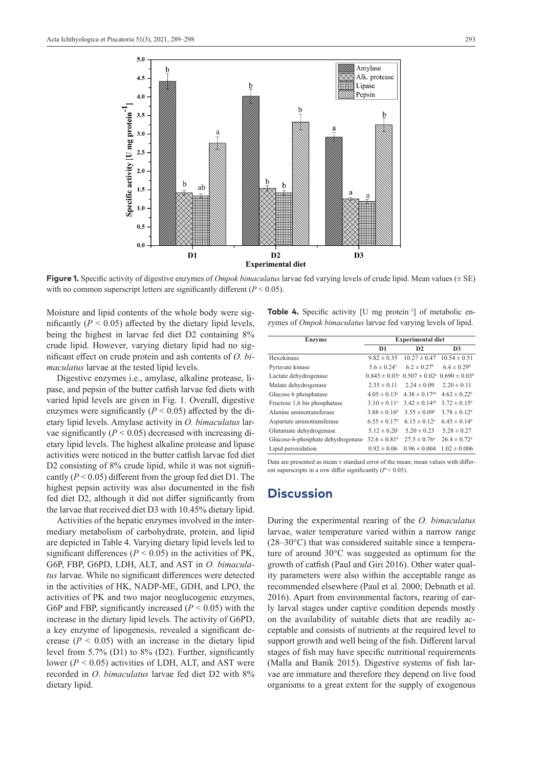**Figure 1.** Specific activity of digestive enzymes of *Ompok bimaculatus* larvae fed varying levels of crude lipid. Mean values (± SE) with no common superscript letters are significantly different ($P < 0.05$).

Moisture and lipid contents of the whole body were significantly ($P < 0.05$) affected by the dietary lipid levels, being the highest in larvae fed diet D2 containing 8% crude lipid. However, varying dietary lipid had no significant effect on crude protein and ash contents of *O. bimaculatus* larvae at the tested lipid levels.

Digestive enzymes i.e., amylase, alkaline protease, lipase, and pepsin of the butter catfish larvae fed diets with varied lipid levels are given in Fig. 1. Overall, digestive enzymes were significantly ($P < 0.05$) affected by the dietary lipid levels. Amylase activity in *O. bimaculatus* larvae significantly ($P < 0.05$) decreased with increasing dietary lipid levels. The highest alkaline protease and lipase activities were noticed in the butter catfish larvae fed diet D2 consisting of 8% crude lipid, while it was not significantly ($P < 0.05$) different from the group fed diet D1. The highest pepsin activity was also documented in the fish fed diet D2, although it did not differ significantly from the larvae that received diet D3 with 10.45% dietary lipid.

Activities of the hepatic enzymes involved in the intermediary metabolism of carbohydrate, protein, and lipid are depicted in Table 4. Varying dietary lipid levels led to significant differences ($P < 0.05$) in the activities of PK, G6P, FBP, G6PD, LDH, ALT, and AST in *O. bimaculatus* larvae. While no significant differences were detected in the activities of HK, NADP-ME, GDH, and LPO, the activities of PK and two major neoglucogenic enzymes, G6P and FBP, significantly increased ($P < 0.05$) with the increase in the dietary lipid levels. The activity of G6PD, a key enzyme of lipogenesis, revealed a significant decrease ($P < 0.05$) with an increase in the dietary lipid level from 5.7% (D1) to 8% (D2). Further, significantly lower ($P < 0.05$) activities of LDH, ALT, and AST were recorded in *O. bimaculatus* larvae fed diet D2 with 8% dietary lipid.

**Table 4.** Specific activity [U mg protein$^{-1}$] of metabolic enzymes of *Ompok bimaculatus* larvae fed varying levels of lipid.

| Enzyme | Experimental diet | | |
|---|---|---|---|
| | D1 | D2 | D3 |
| Hexokinase | 9.82 ± 0.35 | 10.27 ± 0.47 | 10.54 ± 0.51 |
| Pyruvate kinase | 5.6 ± 0.24$^{a}$ | 6.2 ± 0.27$^{b}$ | 6.4 ± 0.29$^{b}$ |
| Lactate dehydrogenase | 0.845 ± 0.03$^{c}$ | 0.507 ± 0.02$^{a}$ | 0.690 ± 0.03$^{b}$ |
| Malate dehydrogenase | 2.35 ± 0.11 | 2.24 ± 0.09 | 2.20 ± 0.11 |
| Glucose 6 phosphatase | 4.05 ± 0.13$^{a}$ | 4.38 ± 0.17$^{ab}$ | 4.62 ± 0.22$^{b}$ |
| Fructose 1,6 bis phosphatase | 3.10 ± 0.11$^{a}$ | 3.42 ± 0.14$^{ab}$ | 3.72 ± 0.15$^{b}$ |
| Alanine aminotransferase | 3.88 ± 0.16$^{b}$ | 3.55 ± 0.09$^{a}$ | 3.78 ± 0.12$^{b}$ |
| Aspartate aminotransferase | 6.55 ± 0.17$^{b}$ | 6.15 ± 0.12$^{a}$ | 6.45 ± 0.14$^{b}$ |
| Glutamate dehydrogenase | 5.12 ± 0.20 | 5.20 ± 0.23 | 5.28 ± 0.27 |
| Glucose-6-phosphate dehydrogenase | 32.6 ± 0.81$^{b}$ | 27.5 ± 0.76$^{a}$ | 26.4 ± 0.72$^{a}$ |
| Lipid peroxidation | 0.92 ± 0.06 | 0.96 ± 0.004 | 1.02 ± 0.006 |

Data are presented as mean ± standard error of the mean; mean values with different superscripts in a row differ significantly ($P < 0.05$).

## Discussion

During the experimental rearing of the *O. bimaculatus* larvae, water temperature varied within a narrow range (28–30°C) that was considered suitable since a temperature of around 30°C was suggested as optimum for the growth of catfish (Paul and Giri 2016). Other water quality parameters were also within the acceptable range as recommended elsewhere (Paul et al. 2000; Debnath et al. 2016). Apart from environmental factors, rearing of early larval stages under captive condition depends mostly on the availability of suitable diets that are readily acceptable and consists of nutrients at the required level to support growth and well being of the fish. Different larval stages of fish may have specific nutritional requirements (Malla and Banik 2015). Digestive systems of fish larvae are immature and therefore they depend on live food organisms to a great extent for the supply of exogenous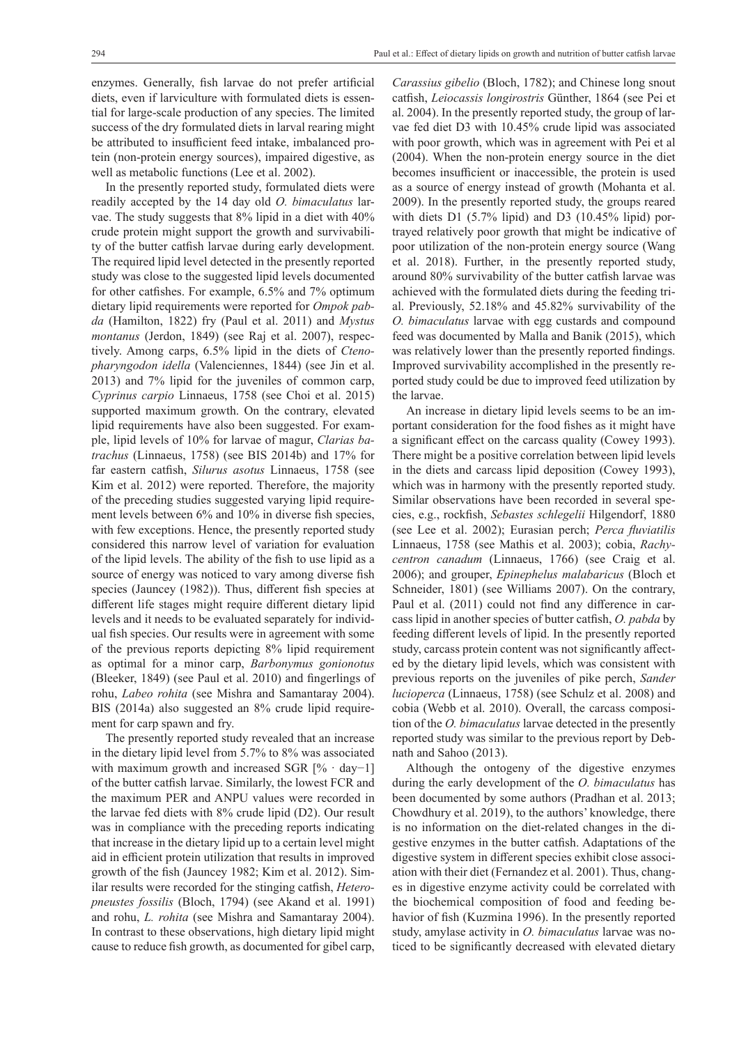enzymes. Generally, fish larvae do not prefer artificial diets, even if larviculture with formulated diets is essential for large-scale production of any species. The limited success of the dry formulated diets in larval rearing might be attributed to insufficient feed intake, imbalanced protein (non-protein energy sources), impaired digestive, as well as metabolic functions (Lee et al. 2002).

In the presently reported study, formulated diets were readily accepted by the 14 day old *O. bimaculatus* larvae. The study suggests that 8% lipid in a diet with 40% crude protein might support the growth and survivability of the butter catfish larvae during early development. The required lipid level detected in the presently reported study was close to the suggested lipid levels documented for other catfishes. For example, 6.5% and 7% optimum dietary lipid requirements were reported for *Ompok pabda* (Hamilton, 1822) fry (Paul et al. 2011) and *Mystus montanus* (Jerdon, 1849) (see Raj et al. 2007), respectively. Among carps, 6.5% lipid in the diets of *Ctenopharyngodon idella* (Valenciennes, 1844) (see Jin et al. 2013) and 7% lipid for the juveniles of common carp, *Cyprinus carpio* Linnaeus, 1758 (see Choi et al. 2015) supported maximum growth. On the contrary, elevated lipid requirements have also been suggested. For example, lipid levels of 10% for larvae of magur, *Clarias batrachus* (Linnaeus, 1758) (see BIS 2014b) and 17% for far eastern catfish, *Silurus asotus* Linnaeus, 1758 (see Kim et al. 2012) were reported. Therefore, the majority of the preceding studies suggested varying lipid requirement levels between 6% and 10% in diverse fish species, with few exceptions. Hence, the presently reported study considered this narrow level of variation for evaluation of the lipid levels. The ability of the fish to use lipid as a source of energy was noticed to vary among diverse fish species (Jauncey (1982)). Thus, different fish species at different life stages might require different dietary lipid levels and it needs to be evaluated separately for individual fish species. Our results were in agreement with some of the previous reports depicting 8% lipid requirement as optimal for a minor carp, *Barbonymus gonionotus* (Bleeker, 1849) (see Paul et al. 2010) and fingerlings of rohu, *Labeo rohita* (see Mishra and Samantaray 2004). BIS (2014a) also suggested an 8% crude lipid requirement for carp spawn and fry.

The presently reported study revealed that an increase in the dietary lipid level from 5.7% to 8% was associated with maximum growth and increased SGR [$\% \cdot \text{day}^{-1}$] of the butter catfish larvae. Similarly, the lowest FCR and the maximum PER and ANPU values were recorded in the larvae fed diets with 8% crude lipid (D2). Our result was in compliance with the preceding reports indicating that increase in the dietary lipid up to a certain level might aid in efficient protein utilization that results in improved growth of the fish (Jauncey 1982; Kim et al. 2012). Similar results were recorded for the stinging catfish, *Heteropneustes fossilis* (Bloch, 1794) (see Akand et al. 1991) and rohu, *L. rohita* (see Mishra and Samantaray 2004). In contrast to these observations, high dietary lipid might cause to reduce fish growth, as documented for gibel carp, *Carassius gibelio* (Bloch, 1782); and Chinese long snout catfish, *Leiocassis longirostris* Günther, 1864 (see Pei et al. 2004). In the presently reported study, the group of larvae fed diet D3 with 10.45% crude lipid was associated with poor growth, which was in agreement with Pei et al (2004). When the non-protein energy source in the diet becomes insufficient or inaccessible, the protein is used as a source of energy instead of growth (Mohanta et al. 2009). In the presently reported study, the groups reared with diets D1 (5.7% lipid) and D3 (10.45% lipid) portrayed relatively poor growth that might be indicative of poor utilization of the non-protein energy source (Wang et al. 2018). Further, in the presently reported study, around 80% survivability of the butter catfish larvae was achieved with the formulated diets during the feeding trial. Previously, 52.18% and 45.82% survivability of the *O. bimaculatus* larvae with egg custards and compound feed was documented by Malla and Banik (2015), which was relatively lower than the presently reported findings. Improved survivability accomplished in the presently reported study could be due to improved feed utilization by the larvae.

An increase in dietary lipid levels seems to be an important consideration for the food fishes as it might have a significant effect on the carcass quality (Cowey 1993). There might be a positive correlation between lipid levels in the diets and carcass lipid deposition (Cowey 1993), which was in harmony with the presently reported study. Similar observations have been recorded in several species, e.g., rockfish, *Sebastes schlegelii* Hilgendorf, 1880 (see Lee et al. 2002); Eurasian perch; *Perca fluviatilis* Linnaeus, 1758 (see Mathis et al. 2003); cobia, *Rachycentron canadum* (Linnaeus, 1766) (see Craig et al. 2006); and grouper, *Epinephelus malabaricus* (Bloch et Schneider, 1801) (see Williams 2007). On the contrary, Paul et al. (2011) could not find any difference in carcass lipid in another species of butter catfish, *O. pabda* by feeding different levels of lipid. In the presently reported study, carcass protein content was not significantly affected by the dietary lipid levels, which was consistent with previous reports on the juveniles of pike perch, *Sander lucioperca* (Linnaeus, 1758) (see Schulz et al. 2008) and cobia (Webb et al. 2010). Overall, the carcass composition of the *O. bimaculatus* larvae detected in the presently reported study was similar to the previous report by Debnath and Sahoo (2013).

Although the ontogeny of the digestive enzymes during the early development of the *O. bimaculatus* has been documented by some authors (Pradhan et al. 2013; Chowdhury et al. 2019), to the authors' knowledge, there is no information on the diet-related changes in the digestive enzymes in the butter catfish. Adaptations of the digestive system in different species exhibit close association with their diet (Fernandez et al. 2001). Thus, changes in digestive enzyme activity could be correlated with the biochemical composition of food and feeding behavior of fish (Kuzmina 1996). In the presently reported study, amylase activity in *O. bimaculatus* larvae was noticed to be significantly decreased with elevated dietary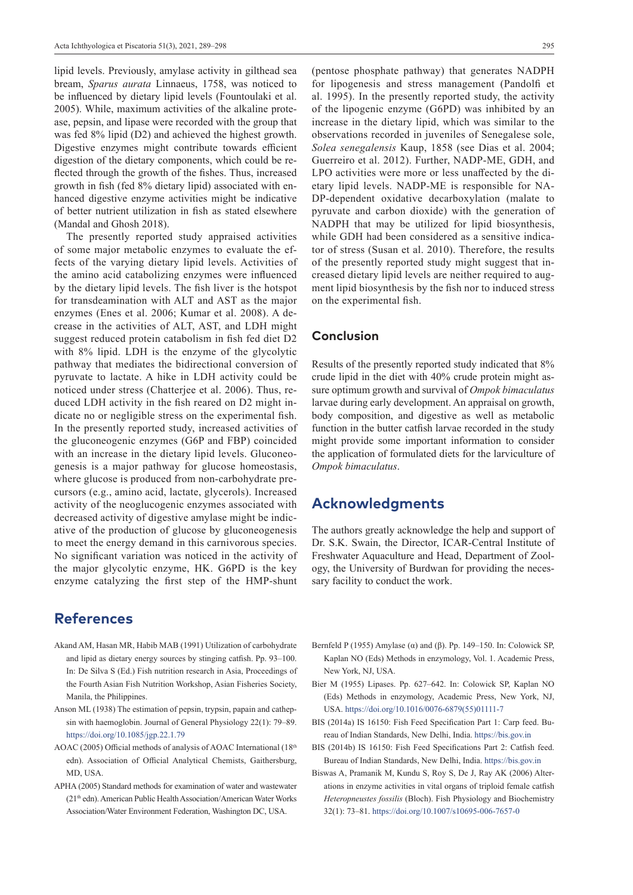lipid levels. Previously, amylase activity in gilthead sea bream, *Sparus aurata* Linnaeus, 1758, was noticed to be influenced by dietary lipid levels (Fountoulaki et al. 2005). While, maximum activities of the alkaline protease, pepsin, and lipase were recorded with the group that was fed 8% lipid (D2) and achieved the highest growth. Digestive enzymes might contribute towards efficient digestion of the dietary components, which could be reflected through the growth of the fishes. Thus, increased growth in fish (fed 8% dietary lipid) associated with enhanced digestive enzyme activities might be indicative of better nutrient utilization in fish as stated elsewhere (Mandal and Ghosh 2018).

The presently reported study appraised activities of some major metabolic enzymes to evaluate the effects of the varying dietary lipid levels. Activities of the amino acid catabolizing enzymes were influenced by the dietary lipid levels. The fish liver is the hotspot for transdeamination with ALT and AST as the major enzymes (Enes et al. 2006; Kumar et al. 2008). A decrease in the activities of ALT, AST, and LDH might suggest reduced protein catabolism in fish fed diet D2 with 8% lipid. LDH is the enzyme of the glycolytic pathway that mediates the bidirectional conversion of pyruvate to lactate. A hike in LDH activity could be noticed under stress (Chatterjee et al. 2006). Thus, reduced LDH activity in the fish reared on D2 might indicate no or negligible stress on the experimental fish. In the presently reported study, increased activities of the gluconeogenic enzymes (G6P and FBP) coincided with an increase in the dietary lipid levels. Gluconeogenesis is a major pathway for glucose homeostasis, where glucose is produced from non-carbohydrate precursors (e.g., amino acid, lactate, glycerols). Increased activity of the neoglucogenic enzymes associated with decreased activity of digestive amylase might be indicative of the production of glucose by gluconeogenesis to meet the energy demand in this carnivorous species. No significant variation was noticed in the activity of the major glycolytic enzyme, HK. G6PD is the key enzyme catalyzing the first step of the HMP-shunt (pentose phosphate pathway) that generates NADPH for lipogenesis and stress management (Pandolfi et al. 1995). In the presently reported study, the activity of the lipogenic enzyme (G6PD) was inhibited by an increase in the dietary lipid, which was similar to the observations recorded in juveniles of Senegalese sole, *Solea senegalensis* Kaup, 1858 (see Dias et al. 2004; Guerreiro et al. 2012). Further, NADP-ME, GDH, and LPO activities were more or less unaffected by the dietary lipid levels. NADP-ME is responsible for NADP-dependent oxidative decarboxylation (malate to pyruvate and carbon dioxide) with the generation of NADPH that may be utilized for lipid biosynthesis, while GDH had been considered as a sensitive indicator of stress (Susan et al. 2010). Therefore, the results of the presently reported study might suggest that increased dietary lipid levels are neither required to augment lipid biosynthesis by the fish nor to induced stress on the experimental fish.

### Conclusion

Results of the presently reported study indicated that 8% crude lipid in the diet with 40% crude protein might assure optimum growth and survival of *Ompok bimaculatus* larvae during early development. An appraisal on growth, body composition, and digestive as well as metabolic function in the butter catfish larvae recorded in the study might provide some important information to consider the application of formulated diets for the larviculture of *Ompok bimaculatus*.

## Acknowledgments

The authors greatly acknowledge the help and support of Dr. S.K. Swain, the Director, ICAR-Central Institute of Freshwater Aquaculture and Head, Department of Zoology, the University of Burdwan for providing the necessary facility to conduct the work.

## References

Akand AM, Hasan MR, Habib MAB (1991) Utilization of carbohydrate and lipid as dietary energy sources by stinging catfish. Pp. 93–100. In: De Silva S (Ed.) Fish nutrition research in Asia, Proceedings of the Fourth Asian Fish Nutrition Workshop, Asian Fisheries Society, Manila, the Philippines.

Anson ML (1938) The estimation of pepsin, trypsin, papain and cathepsin with haemoglobin. Journal of General Physiology 22(1): 79–89. https://doi.org/10.1085/jgp.22.1.79

AOAC (2005) Official methods of analysis of AOAC International (18th edn). Association of Official Analytical Chemists, Gaithersburg, MD, USA.

APHA (2005) Standard methods for examination of water and wastewater (21th edn). American Public Health Association/American Water Works Association/Water Environment Federation, Washington DC, USA.

Bernfeld P (1955) Amylase (α) and (β). Pp. 149–150. In: Colowick SP, Kaplan NO (Eds) Methods in enzymology, Vol. 1. Academic Press, New York, NJ, USA.

Bier M (1955) Lipases. Pp. 627–642. In: Colowick SP, Kaplan NO (Eds) Methods in enzymology, Academic Press, New York, NJ, USA. https://doi.org/10.1016/0076-6879(55)01111-7

BIS (2014a) IS 16150: Fish Feed Specification Part 1: Carp feed. Bureau of Indian Standards, New Delhi, India. https://bis.gov.in

BIS (2014b) IS 16150: Fish Feed Specifications Part 2: Catfish feed. Bureau of Indian Standards, New Delhi, India. https://bis.gov.in

Biswas A, Pramanik M, Kundu S, Roy S, De J, Ray AK (2006) Alterations in enzyme activities in vital organs of triploid female catfish *Heteropneustes fossilis* (Bloch). Fish Physiology and Biochemistry 32(1): 73–81. https://doi.org/10.1007/s10695-006-7657-0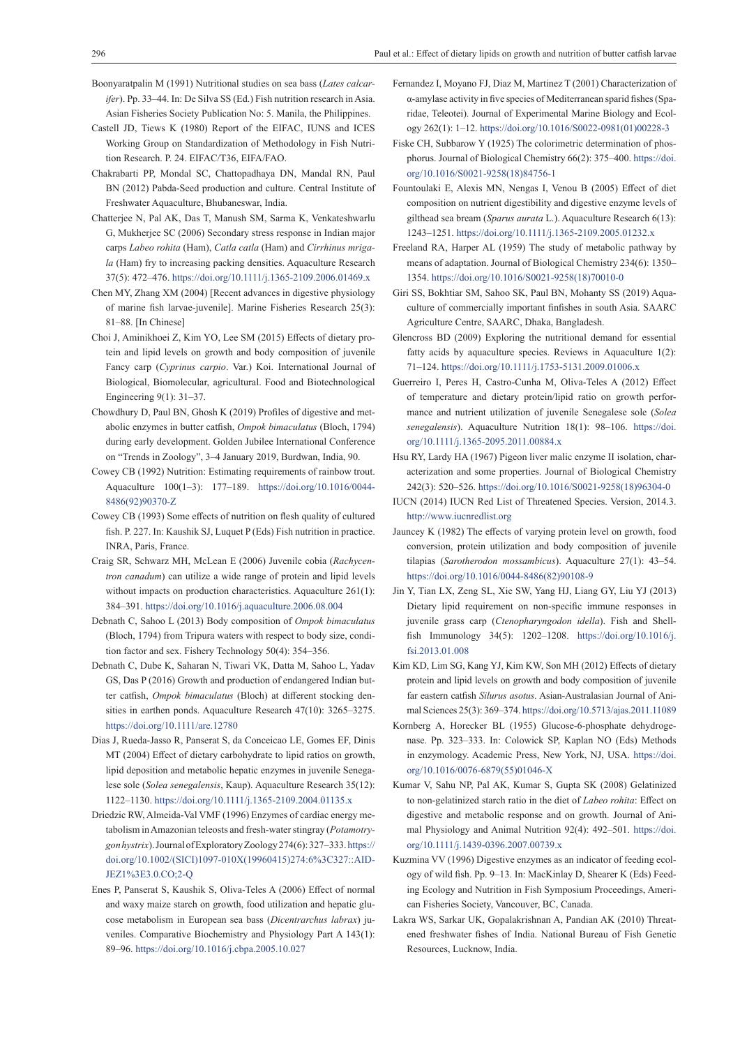Boonyaratpalin M (1991) Nutritional studies on sea bass (*Lates calcarifer*). Pp. 33–44. In: De Silva SS (Ed.) Fish nutrition research in Asia. Asian Fisheries Society Publication No: 5. Manila, the Philippines.

Castell JD, Tiews K (1980) Report of the EIFAC, IUNS and ICES Working Group on Standardization of Methodology in Fish Nutrition Research. P. 24. EIFAC/T36, EIFA/FAO.

Chakrabarti PP, Mondal SC, Chattopadhaya DN, Mandal RN, Paul BN (2012) Pabda-Seed production and culture. Central Institute of Freshwater Aquaculture, Bhubaneswar, India.

Chatterjee N, Pal AK, Das T, Manush SM, Sarma K, Venkateshwarlu G, Mukherjee SC (2006) Secondary stress response in Indian major carps *Labeo rohita* (Ham), *Catla catla* (Ham) and *Cirrhinus mrigala* (Ham) fry to increasing packing densities. Aquaculture Research 37(5): 472–476. https://doi.org/10.1111/j.1365-2109.2006.01469.x

Chen MY, Zhang XM (2004) [Recent advances in digestive physiology of marine fish larvae-juvenile]. Marine Fisheries Research 25(3): 81–88. [In Chinese]

Choi J, Aminikhoei Z, Kim YO, Lee SM (2015) Effects of dietary protein and lipid levels on growth and body composition of juvenile Fancy carp (*Cyprinus carpio*. Var.) Koi. International Journal of Biological, Biomolecular, agricultural. Food and Biotechnological Engineering 9(1): 31–37.

Chowdhury D, Paul BN, Ghosh K (2019) Profiles of digestive and metabolic enzymes in butter catfish, *Ompok bimaculatus* (Bloch, 1794) during early development. Golden Jubilee International Conference on "Trends in Zoology", 3–4 January 2019, Burdwan, India, 90.

Cowey CB (1992) Nutrition: Estimating requirements of rainbow trout. Aquaculture 100(1–3): 177–189. https://doi.org/10.1016/0044-8486(92)90370-Z

Cowey CB (1993) Some effects of nutrition on flesh quality of cultured fish. P. 227. In: Kaushik SJ, Luquet P (Eds) Fish nutrition in practice. INRA, Paris, France.

Craig SR, Schwarz MH, McLean E (2006) Juvenile cobia (*Rachycentron canadum*) can utilize a wide range of protein and lipid levels without impacts on production characteristics. Aquaculture 261(1): 384–391. https://doi.org/10.1016/j.aquaculture.2006.08.004

Debnath C, Sahoo L (2013) Body composition of *Ompok bimaculatus* (Bloch, 1794) from Tripura waters with respect to body size, condition factor and sex. Fishery Technology 50(4): 354–356.

Debnath C, Dube K, Saharan N, Tiwari VK, Datta M, Sahoo L, Yadav GS, Das P (2016) Growth and production of endangered Indian butter catfish, *Ompok bimaculatus* (Bloch) at different stocking densities in earthen ponds. Aquaculture Research 47(10): 3265–3275. https://doi.org/10.1111/are.12780

Dias J, Rueda-Jasso R, Panserat S, da Conceicao LE, Gomes EF, Dinis MT (2004) Effect of dietary carbohydrate to lipid ratios on growth, lipid deposition and metabolic hepatic enzymes in juvenile Senegalese sole (*Solea senegalensis*, Kaup). Aquaculture Research 35(12): 1122–1130. https://doi.org/10.1111/j.1365-2109.2004.01135.x

Driedzic RW, Almeida-Val VMF (1996) Enzymes of cardiac energy metabolism in Amazonian teleosts and fresh-water stingray (*Potamotrygon hystrix*). Journal of Exploratory Zoology 274(6): 327–333. https://doi.org/10.1002/(SICI)1097-010X(19960415)274:6%3C327::AID-JEZ1%3E3.0.CO;2-Q

Enes P, Panserat S, Kaushik S, Oliva-Teles A (2006) Effect of normal and waxy maize starch on growth, food utilization and hepatic glucose metabolism in European sea bass (*Dicentrarchus labrax*) juveniles. Comparative Biochemistry and Physiology Part A 143(1): 89–96. https://doi.org/10.1016/j.cbpa.2005.10.027

Fernandez I, Moyano FJ, Diaz M, Martinez T (2001) Characterization of α-amylase activity in five species of Mediterranean sparid fishes (Sparidae, Teleotei). Journal of Experimental Marine Biology and Ecology 262(1): 1–12. https://doi.org/10.1016/S0022-0981(01)00228-3

Fiske CH, Subbarow Y (1925) The colorimetric determination of phosphorus. Journal of Biological Chemistry 66(2): 375–400. https://doi.org/10.1016/S0021-9258(18)84756-1

Fountoulaki E, Alexis MN, Nengas I, Venou B (2005) Effect of diet composition on nutrient digestibility and digestive enzyme levels of gilthead sea bream (*Sparus aurata* L.). Aquaculture Research 6(13): 1243–1251. https://doi.org/10.1111/j.1365-2109.2005.01232.x

Freeland RA, Harper AL (1959) The study of metabolic pathway by means of adaptation. Journal of Biological Chemistry 234(6): 1350–1354. https://doi.org/10.1016/S0021-9258(18)70010-0

Giri SS, Bokhtiar SM, Sahoo SK, Paul BN, Mohanty SS (2019) Aquaculture of commercially important finfishes in south Asia. SAARC Agriculture Centre, SAARC, Dhaka, Bangladesh.

Glencross BD (2009) Exploring the nutritional demand for essential fatty acids by aquaculture species. Reviews in Aquaculture 1(2): 71–124. https://doi.org/10.1111/j.1753-5131.2009.01006.x

Guerreiro I, Peres H, Castro-Cunha M, Oliva-Teles A (2012) Effect of temperature and dietary protein/lipid ratio on growth performance and nutrient utilization of juvenile Senegalese sole (*Solea senegalensis*). Aquaculture Nutrition 18(1): 98–106. https://doi.org/10.1111/j.1365-2095.2011.00884.x

Hsu RY, Lardy HA (1967) Pigeon liver malic enzyme II isolation, characterization and some properties. Journal of Biological Chemistry 242(3): 520–526. https://doi.org/10.1016/S0021-9258(18)96304-0

IUCN (2014) IUCN Red List of Threatened Species. Version, 2014.3. http://www.iucnredlist.org

Jauncey K (1982) The effects of varying protein level on growth, food conversion, protein utilization and body composition of juvenile tilapias (*Sarotherodon mossambicus*). Aquaculture 27(1): 43–54. https://doi.org/10.1016/0044-8486(82)90108-9

Jin Y, Tian LX, Zeng SL, Xie SW, Yang HJ, Liang GY, Liu YJ (2013) Dietary lipid requirement on non-specific immune responses in juvenile grass carp (*Ctenopharyngodon idella*). Fish and Shellfish Immunology 34(5): 1202–1208. https://doi.org/10.1016/j.fsi.2013.01.008

Kim KD, Lim SG, Kang YJ, Kim KW, Son MH (2012) Effects of dietary protein and lipid levels on growth and body composition of juvenile far eastern catfish *Silurus asotus*. Asian-Australasian Journal of Animal Sciences 25(3): 369–374. https://doi.org/10.5713/ajas.2011.11089

Kornberg A, Horecker BL (1955) Glucose-6-phosphate dehydrogenase. Pp. 323–333. In: Colowick SP, Kaplan NO (Eds) Methods in enzymology. Academic Press, New York, NJ, USA. https://doi.org/10.1016/0076-6879(55)01046-X

Kumar V, Sahu NP, Pal AK, Kumar S, Gupta SK (2008) Gelatinized to non-gelatinized starch ratio in the diet of *Labeo rohita*: Effect on digestive and metabolic response and on growth. Journal of Animal Physiology and Animal Nutrition 92(4): 492–501. https://doi.org/10.1111/j.1439-0396.2007.00739.x

Kuzmina VV (1996) Digestive enzymes as an indicator of feeding ecology of wild fish. Pp. 9–13. In: MacKinlay D, Shearer K (Eds) Feeding Ecology and Nutrition in Fish Symposium Proceedings, American Fisheries Society, Vancouver, BC, Canada.

Lakra WS, Sarkar UK, Gopalakrishnan A, Pandian AK (2010) Threatened freshwater fishes of India. National Bureau of Fish Genetic Resources, Lucknow, India.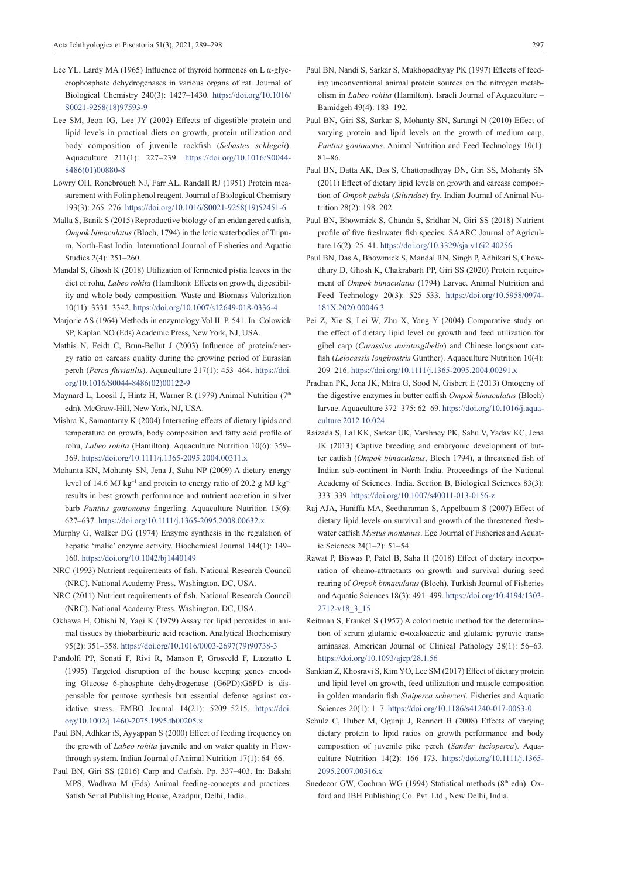Lee YL, Lardy MA (1965) Influence of thyroid hormones on L α-glycerophosphate dehydrogenases in various organs of rat. Journal of Biological Chemistry 240(3): 1427–1430. https://doi.org/10.1016/S0021-9258(18)97593-9

Lee SM, Jeon IG, Lee JY (2002) Effects of digestible protein and lipid levels in practical diets on growth, protein utilization and body composition of juvenile rockfish (*Sebastes schlegeli*). Aquaculture 211(1): 227–239. https://doi.org/10.1016/S0044-8486(01)00880-8

Lowry OH, Ronebrough NJ, Farr AL, Randall RJ (1951) Protein measurement with Folin phenol reagent. Journal of Biological Chemistry 193(3): 265–276. https://doi.org/10.1016/S0021-9258(19)52451-6

Malla S, Banik S (2015) Reproductive biology of an endangered catfish, *Ompok bimaculatus* (Bloch, 1794) in the lotic waterbodies of Tripura, North-East India. International Journal of Fisheries and Aquatic Studies 2(4): 251–260.

Mandal S, Ghosh K (2018) Utilization of fermented pistia leaves in the diet of rohu, *Labeo rohita* (Hamilton): Effects on growth, digestibility and whole body composition. Waste and Biomass Valorization 10(11): 3331–3342. https://doi.org/10.1007/s12649-018-0336-4

Marjorie AS (1964) Methods in enzymology Vol II. P. 541. In: Colowick SP, Kaplan NO (Eds) Academic Press, New York, NJ, USA.

Mathis N, Feidt C, Brun-Bellut J (2003) Influence of protein/energy ratio on carcass quality during the growing period of Eurasian perch (*Perca fluviatilis*). Aquaculture 217(1): 453–464. https://doi.org/10.1016/S0044-8486(02)00122-9

Maynard L, Loosil J, Hintz H, Warner R (1979) Animal Nutrition (7th edn). McGraw-Hill, New York, NJ, USA.

Mishra K, Samantaray K (2004) Interacting effects of dietary lipids and temperature on growth, body composition and fatty acid profile of rohu, *Labeo rohita* (Hamilton). Aquaculture Nutrition 10(6): 359–369. https://doi.org/10.1111/j.1365-2095.2004.00311.x

Mohanta KN, Mohanty SN, Jena J, Sahu NP (2009) A dietary energy level of 14.6 MJ kg$^{-1}$ and protein to energy ratio of 20.2 g MJ kg$^{-1}$ results in best growth performance and nutrient accretion in silver barb *Puntius gonionotus* fingerling. Aquaculture Nutrition 15(6): 627–637. https://doi.org/10.1111/j.1365-2095.2008.00632.x

Murphy G, Walker DG (1974) Enzyme synthesis in the regulation of hepatic 'malic' enzyme activity. Biochemical Journal 144(1): 149–160. https://doi.org/10.1042/bj1440149

NRC (1993) Nutrient requirements of fish. National Research Council (NRC). National Academy Press. Washington, DC, USA.

NRC (2011) Nutrient requirements of fish. National Research Council (NRC). National Academy Press. Washington, DC, USA.

Okhawa H, Ohishi N, Yagi K (1979) Assay for lipid peroxides in animal tissues by thiobarbituric acid reaction. Analytical Biochemistry 95(2): 351–358. https://doi.org/10.1016/0003-2697(79)90738-3

Pandolfi PP, Sonati F, Rivi R, Manson P, Grosveld F, Luzzatto L (1995) Targeted disruption of the house keeping genes encoding Glucose 6-phosphate dehydrogenase (G6PD):G6PD is dispensable for pentose synthesis but essential defense against oxidative stress. EMBO Journal 14(21): 5209–5215. https://doi.org/10.1002/j.1460-2075.1995.tb00205.x

Paul BN, Adhkar iS, Ayyappan S (2000) Effect of feeding frequency on the growth of *Labeo rohita* juvenile and on water quality in Flow-through system. Indian Journal of Animal Nutrition 17(1): 64–66.

Paul BN, Giri SS (2016) Carp and Catfish. Pp. 337–403. In: Bakshi MPS, Wadhwa M (Eds) Animal feeding-concepts and practices. Satish Serial Publishing House, Azadpur, Delhi, India.

Paul BN, Nandi S, Sarkar S, Mukhopadhyay PK (1997) Effects of feeding unconventional animal protein sources on the nitrogen metabolism in *Labeo rohita* (Hamilton). Israeli Journal of Aquaculture – Bamidgeh 49(4): 183–192.

Paul BN, Giri SS, Sarkar S, Mohanty SN, Sarangi N (2010) Effect of varying protein and lipid levels on the growth of medium carp, *Puntius gonionotus*. Animal Nutrition and Feed Technology 10(1): 81–86.

Paul BN, Datta AK, Das S, Chattopadhyay DN, Giri SS, Mohanty SN (2011) Effect of dietary lipid levels on growth and carcass composition of *Ompok pabda* (*Siluridae*) fry. Indian Journal of Animal Nutrition 28(2): 198–202.

Paul BN, Bhowmick S, Chanda S, Sridhar N, Giri SS (2018) Nutrient profile of five freshwater fish species. SAARC Journal of Agriculture 16(2): 25–41. https://doi.org/10.3329/sja.v16i2.40256

Paul BN, Das A, Bhowmick S, Mandal RN, Singh P, Adhikari S, Chowdhury D, Ghosh K, Chakrabarti PP, Giri SS (2020) Protein requirement of *Ompok bimaculatus* (1794) Larvae. Animal Nutrition and Feed Technology 20(3): 525–533. https://doi.org/10.5958/0974-181X.2020.00046.3

Pei Z, Xie S, Lei W, Zhu X, Yang Y (2004) Comparative study on the effect of dietary lipid level on growth and feed utilization for gibel carp (*Carassius auratusgibelio*) and Chinese longsnout catfish (*Leiocassis longirostris* Gunther). Aquaculture Nutrition 10(4): 209–216. https://doi.org/10.1111/j.1365-2095.2004.00291.x

Pradhan PK, Jena JK, Mitra G, Sood N, Gisbert E (2013) Ontogeny of the digestive enzymes in butter catfish *Ompok bimaculatus* (Bloch) larvae. Aquaculture 372–375: 62–69. https://doi.org/10.1016/j.aquaculture.2012.10.024

Raizada S, Lal KK, Sarkar UK, Varshney PK, Sahu V, Yadav KC, Jena JK (2013) Captive breeding and embryonic development of butter catfish (*Ompok bimaculatus*, Bloch 1794), a threatened fish of Indian sub-continent in North India. Proceedings of the National Academy of Sciences. India. Section B, Biological Sciences 83(3): 333–339. https://doi.org/10.1007/s40011-013-0156-z

Raj AJA, Haniffa MA, Seetharaman S, Appelbaum S (2007) Effect of dietary lipid levels on survival and growth of the threatened freshwater catfish *Mystus montanus*. Ege Journal of Fisheries and Aquatic Sciences 24(1–2): 51–54.

Rawat P, Biswas P, Patel B, Saha H (2018) Effect of dietary incorporation of chemo-attractants on growth and survival during seed rearing of *Ompok bimaculatus* (Bloch). Turkish Journal of Fisheries and Aquatic Sciences 18(3): 491–499. https://doi.org/10.4194/1303-2712-v18_3_15

Reitman S, Frankel S (1957) A colorimetric method for the determination of serum glutamic α-oxaloacetic and glutamic pyruvic transaminases. American Journal of Clinical Pathology 28(1): 56–63. https://doi.org/10.1093/ajcp/28.1.56

Sankian Z, Khosravi S, Kim YO, Lee SM (2017) Effect of dietary protein and lipid level on growth, feed utilization and muscle composition in golden mandarin fish *Siniperca scherzeri*. Fisheries and Aquatic Sciences 20(1): 1–7. https://doi.org/10.1186/s41240-017-0053-0

Schulz C, Huber M, Ogunji J, Rennert B (2008) Effects of varying dietary protein to lipid ratios on growth performance and body composition of juvenile pike perch (*Sander lucioperca*). Aquaculture Nutrition 14(2): 166–173. https://doi.org/10.1111/j.1365-2095.2007.00516.x

Snedecor GW, Cochran WG (1994) Statistical methods (8th edn). Oxford and IBH Publishing Co. Pvt. Ltd., New Delhi, India.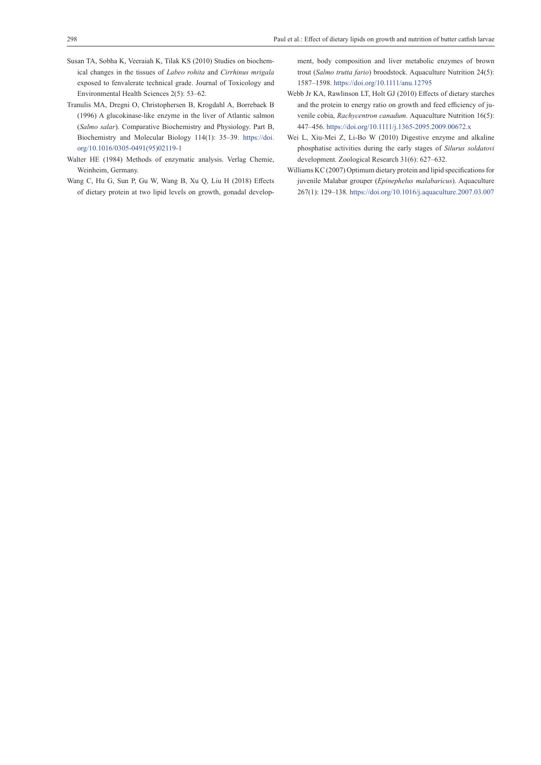Susan TA, Sobha K, Veeraiah K, Tilak KS (2010) Studies on biochemical changes in the tissues of *Labeo rohita* and *Cirrhinus mrigala* exposed to fenvalerate technical grade. Journal of Toxicology and Environmental Health Sciences 2(5): 53–62.

Tranulis MA, Dregni O, Christophersen B, Krogdahl A, Borrebaek B (1996) A glucokinase-like enzyme in the liver of Atlantic salmon (*Salmo salar*). Comparative Biochemistry and Physiology. Part B, Biochemistry and Molecular Biology 114(1): 35–39. https://doi.org/10.1016/0305-0491(95)02119-1

Walter HE (1984) Methods of enzymatic analysis. Verlag Chemie, Weinheim, Germany.

Wang C, Hu G, Sun P, Gu W, Wang B, Xu Q, Liu H (2018) Effects of dietary protein at two lipid levels on growth, gonadal development, body composition and liver metabolic enzymes of brown trout (*Salmo trutta fario*) broodstock. Aquaculture Nutrition 24(5): 1587–1598. https://doi.org/10.1111/anu.12795

Webb Jr KA, Rawlinson LT, Holt GJ (2010) Effects of dietary starches and the protein to energy ratio on growth and feed efficiency of juvenile cobia, *Rachycentron canadum*. Aquaculture Nutrition 16(5): 447–456. https://doi.org/10.1111/j.1365-2095.2009.00672.x

Wei L, Xiu-Mei Z, Li-Bo W (2010) Digestive enzyme and alkaline phosphatise activities during the early stages of *Silurus soldatovi* development. Zoological Research 31(6): 627–632.

Williams KC (2007) Optimum dietary protein and lipid specifications for juvenile Malabar grouper (*Epinephelus malabaricus*). Aquaculture 267(1): 129–138. https://doi.org/10.1016/j.aquaculture.2007.03.007